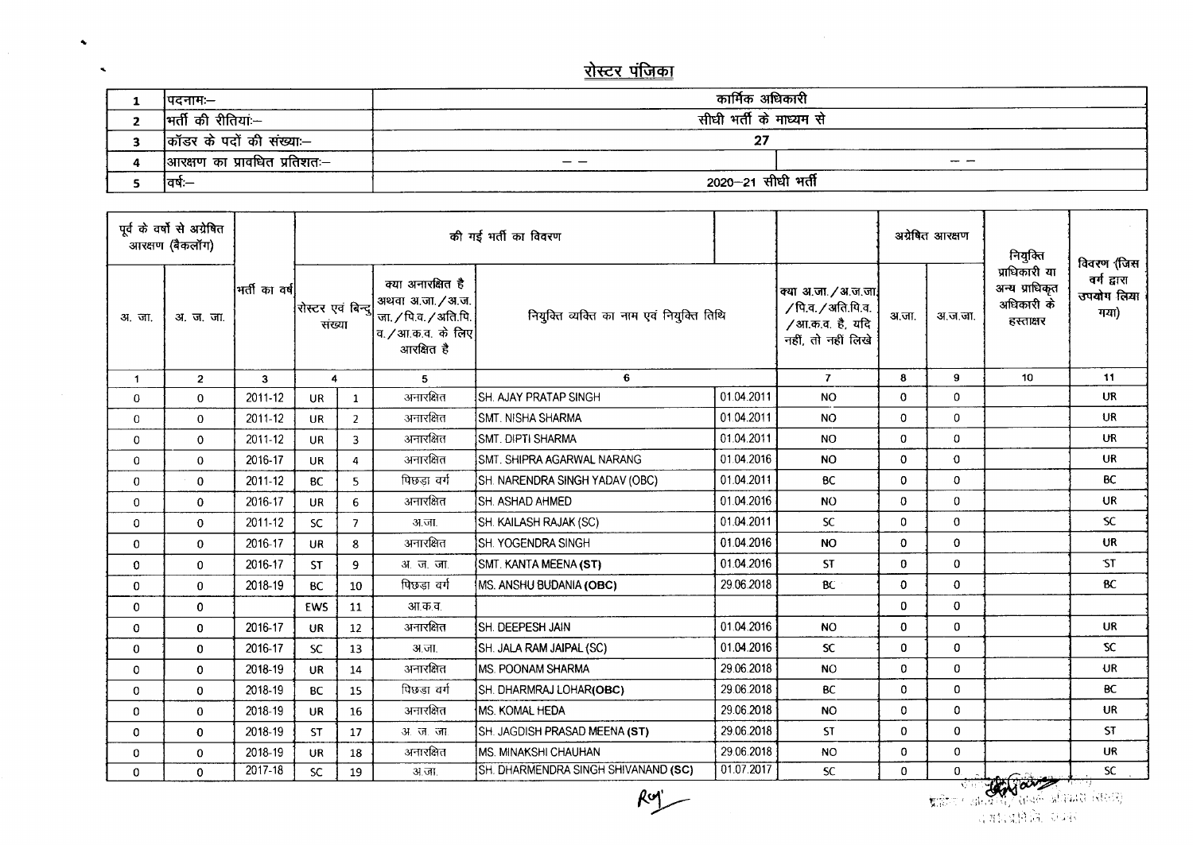## रोस्टर पंजिका

| | | | |
|---|---|---|---|
| 1 | पदनामः– | कार्मिक अधिकारी | |
| 2 | भर्ती की रीतियां:– | सीधी भर्ती के माध्यम से | |
| 3 | कॉडर के पदों की संख्या:– | 27 | |
| 4 | आरक्षण का प्रावधित प्रतिशत:– | – – | – – |
| 5 | वर्ष:– | 2020–21 सीधी भर्ती | |

| पूर्व के वर्षो से अग्रेषित आरक्षण (बैकलॉग) | | भर्ती का वर्ष | की गई भर्ती का विवरण | | | | | | अग्रेषित आरक्षण | | नियुक्ति प्राधिकारी या अन्य प्राधिकृत अधिकारी के हस्ताक्षर | विवरण (जिस वर्ग द्वारा उपयोग लिया गया) |
|---|---|---|---|---|---|---|---|---|---|---|---|---|
| अ. जा. | अ. ज. जा. | | रोस्टर एवं बिन्दु संख्या | | क्या अनारक्षित है अथवा अ.जा./अ.ज.जा./पि.व./अति.पि.व./आ.क.व. के लिए आरक्षित है | नियुक्त व्यक्ति का नाम एवं नियुक्ति तिथि | | क्या अ.जा./अ.ज.जा./पि.व./अति.पि.व./आ.क.व. है, यदि नहीं, तो नहीं लिखे | अ.जा. | अ.ज.जा. | | |
| 1 | 2 | 3 | 4 | | 5 | 6 | | 7 | 8 | 9 | 10 | 11 |
| 0 | 0 | 2011-12 | UR | 1 | अनारक्षित | SH. AJAY PRATAP SINGH | 01.04.2011 | NO | 0 | 0 | | UR |
| 0 | 0 | 2011-12 | UR | 2 | अनारक्षित | SMT. NISHA SHARMA | 01.04.2011 | NO | 0 | 0 | | UR |
| 0 | 0 | 2011-12 | UR | 3 | अनारक्षित | SMT. DIPTI SHARMA | 01.04.2011 | NO | 0 | 0 | | UR |
| 0 | 0 | 2016-17 | UR | 4 | अनारक्षित | SMT. SHIPRA AGARWAL NARANG | 01.04.2016 | NO | 0 | 0 | | UR |
| 0 | 0 | 2011-12 | BC | 5 | पिछड़ा वर्ग | SH. NARENDRA SINGH YADAV (OBC) | 01.04.2011 | BC | 0 | 0 | | BC |
| 0 | 0 | 2016-17 | UR | 6 | अनारक्षित | SH. ASHAD AHMED | 01.04.2016 | NO | 0 | 0 | | UR |
| 0 | 0 | 2011-12 | SC | 7 | अ.जा. | SH. KAILASH RAJAK (SC) | 01.04.2011 | SC | 0 | 0 | | SC |
| 0 | 0 | 2016-17 | UR | 8 | अनारक्षित | SH. YOGENDRA SINGH | 01.04.2016 | NO | 0 | 0 | | UR |
| 0 | 0 | 2016-17 | ST | 9 | अ. ज. जा. | SMT. KANTA MEENA **(ST)** | 01.04.2016 | ST | 0 | 0 | | ST |
| 0 | 0 | 2018-19 | BC | 10 | पिछड़ा वर्ग | MS. ANSHU BUDANIA **(OBC)** | 29.06.2018 | BC | 0 | 0 | | BC |
| 0 | 0 | | EWS | 11 | आ.क.व. | | | | 0 | 0 | | |
| 0 | 0 | 2016-17 | UR | 12 | अनारक्षित | SH. DEEPESH JAIN | 01.04.2016 | NO | 0 | 0 | | UR |
| 0 | 0 | 2016-17 | SC | 13 | अ.जा. | SH. JALA RAM JAIPAL (SC) | 01.04.2016 | SC | 0 | 0 | | SC |
| 0 | 0 | 2018-19 | UR | 14 | अनारक्षित | MS. POONAM SHARMA | 29.06.2018 | NO | 0 | 0 | | UR |
| 0 | 0 | 2018-19 | BC | 15 | पिछड़ा वर्ग | SH. DHARMRAJ LOHAR**(OBC)** | 29.06.2018 | BC | 0 | 0 | | BC |
| 0 | 0 | 2018-19 | UR | 16 | अनारक्षित | MS. KOMAL HEDA | 29.06.2018 | NO | 0 | 0 | | UR |
| 0 | 0 | 2018-19 | ST | 17 | अ. ज. जा. | SH. JAGDISH PRASAD MEENA **(ST)** | 29.06.2018 | ST | 0 | 0 | | ST |
| 0 | 0 | 2018-19 | UR | 18 | अनारक्षित | MS. MINAKSHI CHAUHAN | 29.06.2018 | NO | 0 | 0 | | UR |
| 0 | 0 | 2017-18 | SC | 19 | अ.जा. | SH. DHARMENDRA SINGH SHIVANAND **(SC)** | 01.07.2017 | SC | 0 | 0 | | SC |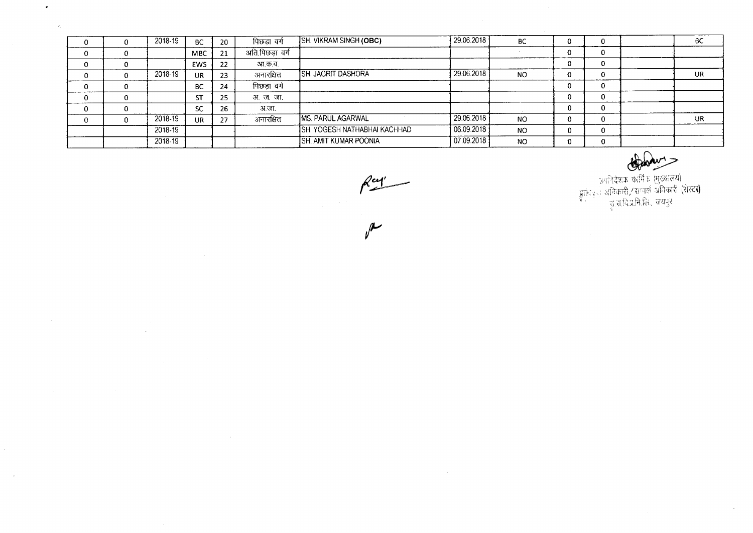| | | | | | | | | | | | | |
|---|---|---|---|---|---|---|---|---|---|---|---|---|
| 0 | 0 | 2018-19 | BC | 20 | पिछड़ा वर्ग | SH. VIKRAM SINGH **(OBC)** | 29.06.2018 | BC | 0 | 0 | | BC |
| 0 | 0 | | MBC | 21 | अति.पिछड़ा वर्ग | | | - | 0 | 0 | | |
| 0 | 0 | | EWS | 22 | आ.क.व. | | | | 0 | 0 | | |
| 0 | 0 | 2018-19 | UR | 23 | अनारक्षित | SH. JAGRIT DASHORA | 29.06.2018 | NO | 0 | 0 | | UR |
| 0 | 0 | | BC | 24 | पिछड़ा वर्ग | | | | 0 | 0 | | |
| 0 | 0 | | ST | 25 | अ. ज. जा. | | | | 0 | 0 | | |
| 0 | 0 | | SC | 26 | अ.जा. | | | | 0 | 0 | | |
| 0 | 0 | 2018-19 | UR | 27 | अनारक्षित | MS. PARUL AGARWAL | 29.06.2018 | NO | 0 | 0 | | UR |
| | | 2018-19 | | | | SH. YOGESH NATHABHAI KACHHAD | 06.09.2018 | NO | 0 | 0 | | |
| | | 2018-19 | | | | SH. AMIT KUMAR POONIA | 07.09.2018 | NO | 0 | 0 | | |

उपनिदेशक कार्मिक (मुख्यालय)
प्राधिकृत अधिकारी/संपर्क अधिकारी (रोस्टर)
रा.रा.वि.प्र.नि.लि., जयपुर